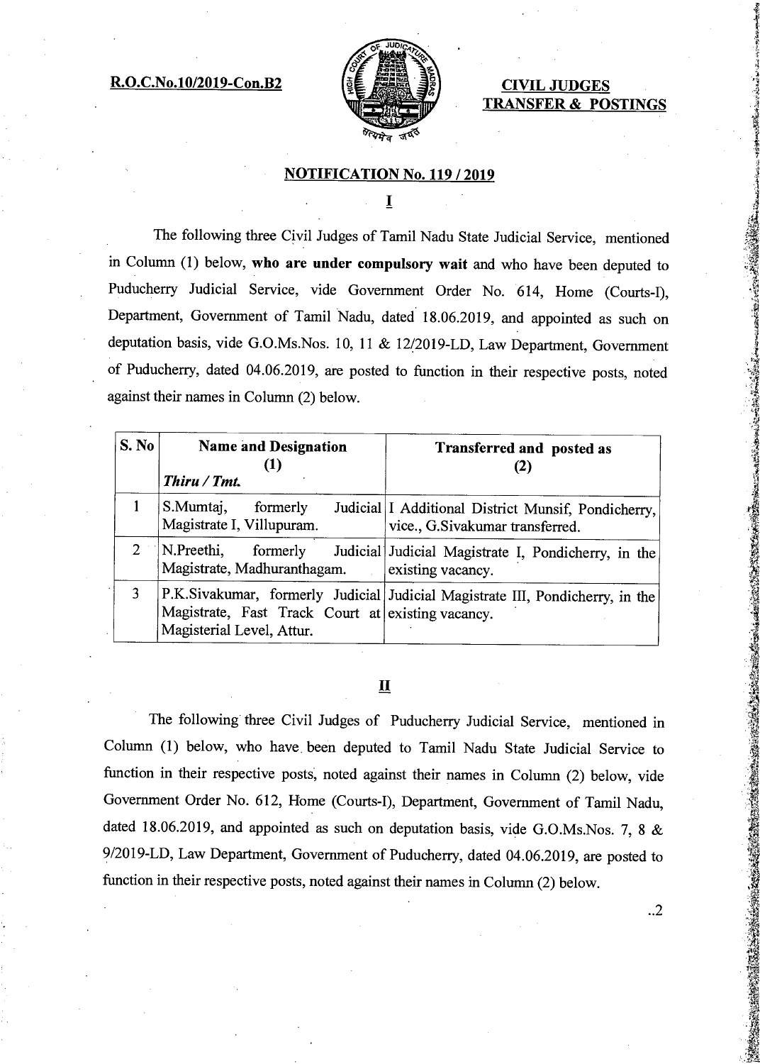**R.O.C.No.10/2019-Con.B2**

**CIVIL JUDGES TRANSFER & POSTINGS**

## NOTIFICATION No. 119 / 2019

### I

The following three Civil Judges of Tamil Nadu State Judicial Service, mentioned in Column (1) below, **who are under compulsory wait** and who have been deputed to Puducherry Judicial Service, vide Government Order No. 614, Home (Courts-I), Department, Government of Tamil Nadu, dated 18.06.2019, and appointed as such on deputation basis, vide G.O.Ms.Nos. 10, 11 & 12/2019-LD, Law Department, Government of Puducherry, dated 04.06.2019, are posted to function in their respective posts, noted against their names in Column (2) below.

| S. No | Name and Designation (1) *Thiru / Tmt.* | Transferred and posted as (2) |
|---|---|---|
| 1 | S.Mumtaj, formerly Judicial Magistrate I, Villupuram. | I Additional District Munsif, Pondicherry, vice., G.Sivakumar transferred. |
| 2 | N.Preethi, formerly Judicial Magistrate, Madhuranthagam. | Judicial Magistrate I, Pondicherry, in the existing vacancy. |
| 3 | P.K.Sivakumar, formerly Judicial Magistrate, Fast Track Court at Magisterial Level, Attur. | Judicial Magistrate III, Pondicherry, in the existing vacancy. |

### II

The following three Civil Judges of Puducherry Judicial Service, mentioned in Column (1) below, who have been deputed to Tamil Nadu State Judicial Service to function in their respective posts, noted against their names in Column (2) below, vide Government Order No. 612, Home (Courts-I), Department, Government of Tamil Nadu, dated 18.06.2019, and appointed as such on deputation basis, vide G.O.Ms.Nos. 7, 8 & 9/2019-LD, Law Department, Government of Puducherry, dated 04.06.2019, are posted to function in their respective posts, noted against their names in Column (2) below.

..2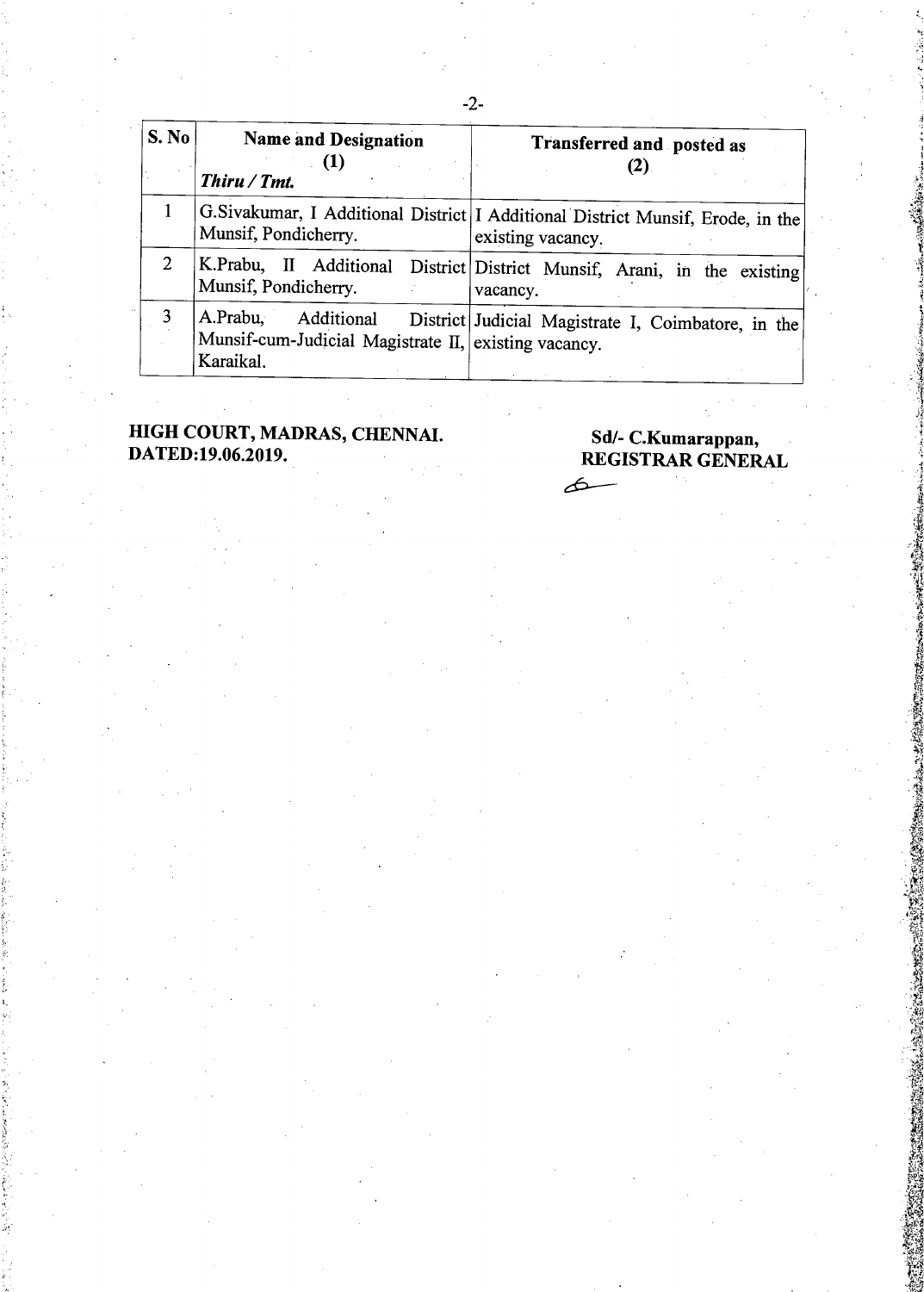| S. No | Name and Designation (1) *Thiru / Tmt.* | Transferred and posted as (2) |
| --- | --- | --- |
| 1 | G.Sivakumar, I Additional District Munsif, Pondicherry. | I Additional District Munsif, Erode, in the existing vacancy. |
| 2 | K.Prabu, II Additional District Munsif, Pondicherry. | District Munsif, Arani, in the existing vacancy. |
| 3 | A.Prabu, Additional District Munsif-cum-Judicial Magistrate II, Karaikal. | Judicial Magistrate I, Coimbatore, in the existing vacancy. |

**HIGH COURT, MADRAS, CHENNAI.**
**DATED:19.06.2019.**

**Sd/- C.Kumarappan,**
**REGISTRAR GENERAL**